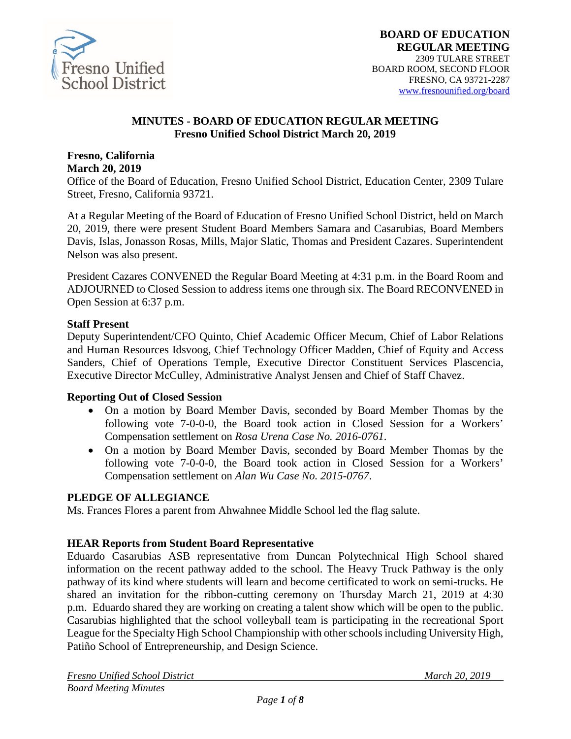**BOARD OF EDUCATION**
**REGULAR MEETING**
2309 TULARE STREET
BOARD ROOM, SECOND FLOOR
FRESNO, CA 93721-2287
www.fresnounified.org/board

## MINUTES - BOARD OF EDUCATION REGULAR MEETING
## Fresno Unified School District March 20, 2019

**Fresno, California**
**March 20, 2019**
Office of the Board of Education, Fresno Unified School District, Education Center, 2309 Tulare Street, Fresno, California 93721.

At a Regular Meeting of the Board of Education of Fresno Unified School District, held on March 20, 2019, there were present Student Board Members Samara and Casarubias, Board Members Davis, Islas, Jonasson Rosas, Mills, Major Slatic, Thomas and President Cazares. Superintendent Nelson was also present.

President Cazares CONVENED the Regular Board Meeting at 4:31 p.m. in the Board Room and ADJOURNED to Closed Session to address items one through six. The Board RECONVENED in Open Session at 6:37 p.m.

**Staff Present**
Deputy Superintendent/CFO Quinto, Chief Academic Officer Mecum, Chief of Labor Relations and Human Resources Idsvoog, Chief Technology Officer Madden, Chief of Equity and Access Sanders, Chief of Operations Temple, Executive Director Constituent Services Plascencia, Executive Director McCulley, Administrative Analyst Jensen and Chief of Staff Chavez.

**Reporting Out of Closed Session**

- On a motion by Board Member Davis, seconded by Board Member Thomas by the following vote 7-0-0-0, the Board took action in Closed Session for a Workers' Compensation settlement on *Rosa Urena Case No. 2016-0761*.
- On a motion by Board Member Davis, seconded by Board Member Thomas by the following vote 7-0-0-0, the Board took action in Closed Session for a Workers' Compensation settlement on *Alan Wu Case No. 2015-0767*.

**PLEDGE OF ALLEGIANCE**
Ms. Frances Flores a parent from Ahwahnee Middle School led the flag salute.

**HEAR Reports from Student Board Representative**
Eduardo Casarubias ASB representative from Duncan Polytechnical High School shared information on the recent pathway added to the school. The Heavy Truck Pathway is the only pathway of its kind where students will learn and become certificated to work on semi-trucks. He shared an invitation for the ribbon-cutting ceremony on Thursday March 21, 2019 at 4:30 p.m. Eduardo shared they are working on creating a talent show which will be open to the public. Casarubias highlighted that the school volleyball team is participating in the recreational Sport League for the Specialty High School Championship with other schools including University High, Patiño School of Entrepreneurship, and Design Science.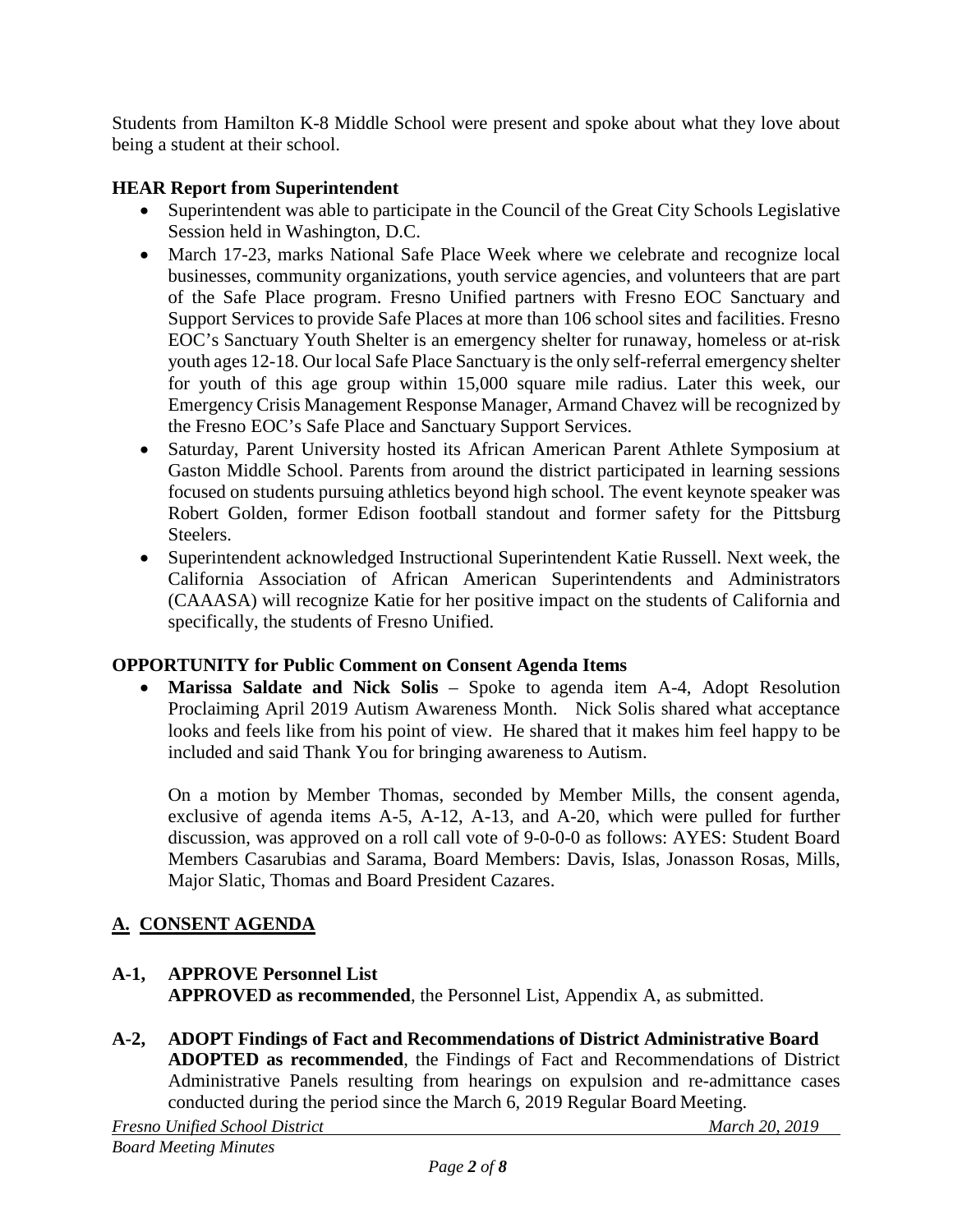Students from Hamilton K-8 Middle School were present and spoke about what they love about being a student at their school.

**HEAR Report from Superintendent**

- Superintendent was able to participate in the Council of the Great City Schools Legislative Session held in Washington, D.C.
- March 17-23, marks National Safe Place Week where we celebrate and recognize local businesses, community organizations, youth service agencies, and volunteers that are part of the Safe Place program. Fresno Unified partners with Fresno EOC Sanctuary and Support Services to provide Safe Places at more than 106 school sites and facilities. Fresno EOC's Sanctuary Youth Shelter is an emergency shelter for runaway, homeless or at-risk youth ages 12-18. Our local Safe Place Sanctuary is the only self-referral emergency shelter for youth of this age group within 15,000 square mile radius. Later this week, our Emergency Crisis Management Response Manager, Armand Chavez will be recognized by the Fresno EOC's Safe Place and Sanctuary Support Services.
- Saturday, Parent University hosted its African American Parent Athlete Symposium at Gaston Middle School. Parents from around the district participated in learning sessions focused on students pursuing athletics beyond high school. The event keynote speaker was Robert Golden, former Edison football standout and former safety for the Pittsburg Steelers.
- Superintendent acknowledged Instructional Superintendent Katie Russell. Next week, the California Association of African American Superintendents and Administrators (CAAASA) will recognize Katie for her positive impact on the students of California and specifically, the students of Fresno Unified.

**OPPORTUNITY for Public Comment on Consent Agenda Items**

- **Marissa Saldate and Nick Solis** – Spoke to agenda item A-4, Adopt Resolution Proclaiming April 2019 Autism Awareness Month. Nick Solis shared what acceptance looks and feels like from his point of view. He shared that it makes him feel happy to be included and said Thank You for bringing awareness to Autism.

  On a motion by Member Thomas, seconded by Member Mills, the consent agenda, exclusive of agenda items A-5, A-12, A-13, and A-20, which were pulled for further discussion, was approved on a roll call vote of 9-0-0-0 as follows: AYES: Student Board Members Casarubias and Sarama, Board Members: Davis, Islas, Jonasson Rosas, Mills, Major Slatic, Thomas and Board President Cazares.

## A. CONSENT AGENDA

**A-1, APPROVE Personnel List**
**APPROVED as recommended**, the Personnel List, Appendix A, as submitted.

**A-2, ADOPT Findings of Fact and Recommendations of District Administrative Board**
**ADOPTED as recommended**, the Findings of Fact and Recommendations of District Administrative Panels resulting from hearings on expulsion and re-admittance cases conducted during the period since the March 6, 2019 Regular Board Meeting.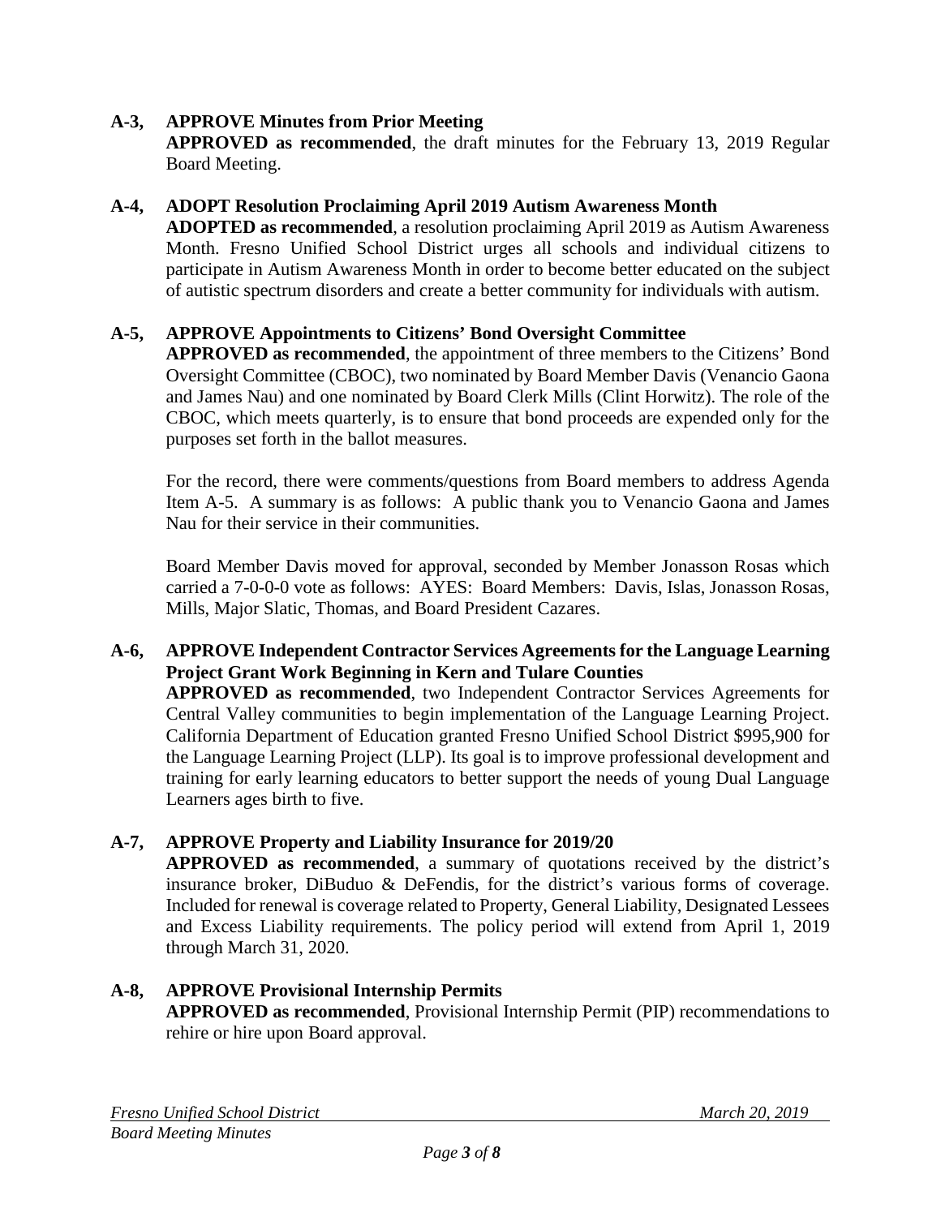**A-3, APPROVE Minutes from Prior Meeting**

**APPROVED as recommended**, the draft minutes for the February 13, 2019 Regular Board Meeting.

**A-4, ADOPT Resolution Proclaiming April 2019 Autism Awareness Month**

**ADOPTED as recommended**, a resolution proclaiming April 2019 as Autism Awareness Month. Fresno Unified School District urges all schools and individual citizens to participate in Autism Awareness Month in order to become better educated on the subject of autistic spectrum disorders and create a better community for individuals with autism.

**A-5, APPROVE Appointments to Citizens' Bond Oversight Committee**

**APPROVED as recommended**, the appointment of three members to the Citizens' Bond Oversight Committee (CBOC), two nominated by Board Member Davis (Venancio Gaona and James Nau) and one nominated by Board Clerk Mills (Clint Horwitz). The role of the CBOC, which meets quarterly, is to ensure that bond proceeds are expended only for the purposes set forth in the ballot measures.

For the record, there were comments/questions from Board members to address Agenda Item A-5. A summary is as follows: A public thank you to Venancio Gaona and James Nau for their service in their communities.

Board Member Davis moved for approval, seconded by Member Jonasson Rosas which carried a 7-0-0-0 vote as follows: AYES: Board Members: Davis, Islas, Jonasson Rosas, Mills, Major Slatic, Thomas, and Board President Cazares.

**A-6, APPROVE Independent Contractor Services Agreements for the Language Learning Project Grant Work Beginning in Kern and Tulare Counties**

**APPROVED as recommended**, two Independent Contractor Services Agreements for Central Valley communities to begin implementation of the Language Learning Project. California Department of Education granted Fresno Unified School District $995,900 for the Language Learning Project (LLP). Its goal is to improve professional development and training for early learning educators to better support the needs of young Dual Language Learners ages birth to five.

**A-7, APPROVE Property and Liability Insurance for 2019/20**

**APPROVED as recommended**, a summary of quotations received by the district's insurance broker, DiBuduo & DeFendis, for the district's various forms of coverage. Included for renewal is coverage related to Property, General Liability, Designated Lessees and Excess Liability requirements. The policy period will extend from April 1, 2019 through March 31, 2020.

**A-8, APPROVE Provisional Internship Permits**

**APPROVED as recommended**, Provisional Internship Permit (PIP) recommendations to rehire or hire upon Board approval.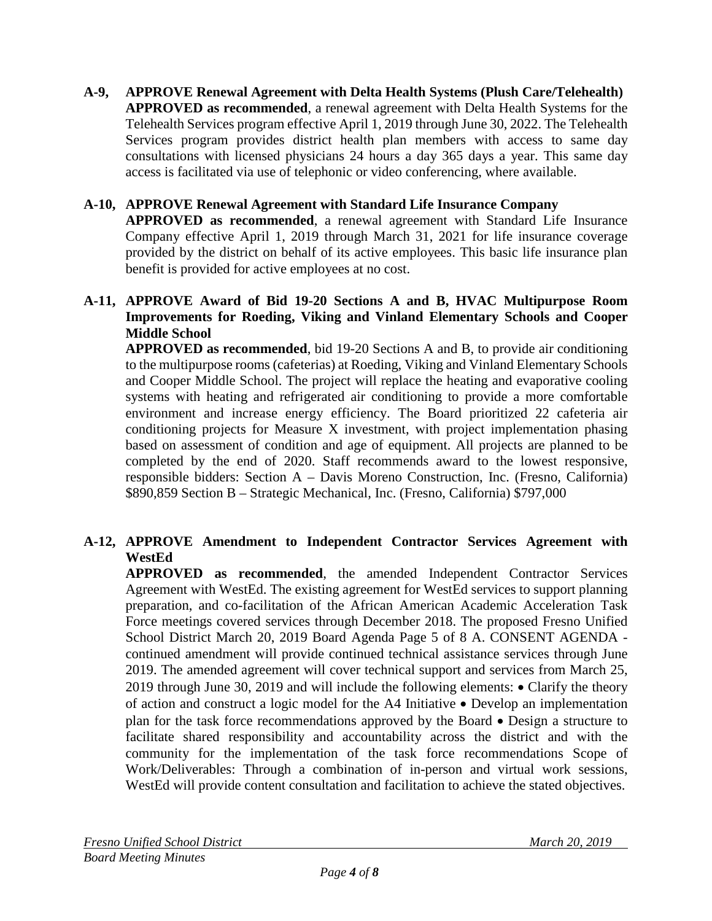**A-9, APPROVE Renewal Agreement with Delta Health Systems (Plush Care/Telehealth)**
**APPROVED as recommended**, a renewal agreement with Delta Health Systems for the Telehealth Services program effective April 1, 2019 through June 30, 2022. The Telehealth Services program provides district health plan members with access to same day consultations with licensed physicians 24 hours a day 365 days a year. This same day access is facilitated via use of telephonic or video conferencing, where available.

**A-10, APPROVE Renewal Agreement with Standard Life Insurance Company**
**APPROVED as recommended**, a renewal agreement with Standard Life Insurance Company effective April 1, 2019 through March 31, 2021 for life insurance coverage provided by the district on behalf of its active employees. This basic life insurance plan benefit is provided for active employees at no cost.

**A-11, APPROVE Award of Bid 19-20 Sections A and B, HVAC Multipurpose Room Improvements for Roeding, Viking and Vinland Elementary Schools and Cooper Middle School**
**APPROVED as recommended**, bid 19-20 Sections A and B, to provide air conditioning to the multipurpose rooms (cafeterias) at Roeding, Viking and Vinland Elementary Schools and Cooper Middle School. The project will replace the heating and evaporative cooling systems with heating and refrigerated air conditioning to provide a more comfortable environment and increase energy efficiency. The Board prioritized 22 cafeteria air conditioning projects for Measure X investment, with project implementation phasing based on assessment of condition and age of equipment. All projects are planned to be completed by the end of 2020. Staff recommends award to the lowest responsive, responsible bidders: Section A – Davis Moreno Construction, Inc. (Fresno, California) \$890,859 Section B – Strategic Mechanical, Inc. (Fresno, California) \$797,000

**A-12, APPROVE Amendment to Independent Contractor Services Agreement with WestEd**
**APPROVED as recommended**, the amended Independent Contractor Services Agreement with WestEd. The existing agreement for WestEd services to support planning preparation, and co-facilitation of the African American Academic Acceleration Task Force meetings covered services through December 2018. The proposed Fresno Unified School District March 20, 2019 Board Agenda Page 5 of 8 A. CONSENT AGENDA - continued amendment will provide continued technical assistance services through June 2019. The amended agreement will cover technical support and services from March 25, 2019 through June 30, 2019 and will include the following elements: • Clarify the theory of action and construct a logic model for the A4 Initiative • Develop an implementation plan for the task force recommendations approved by the Board • Design a structure to facilitate shared responsibility and accountability across the district and with the community for the implementation of the task force recommendations Scope of Work/Deliverables: Through a combination of in-person and virtual work sessions, WestEd will provide content consultation and facilitation to achieve the stated objectives.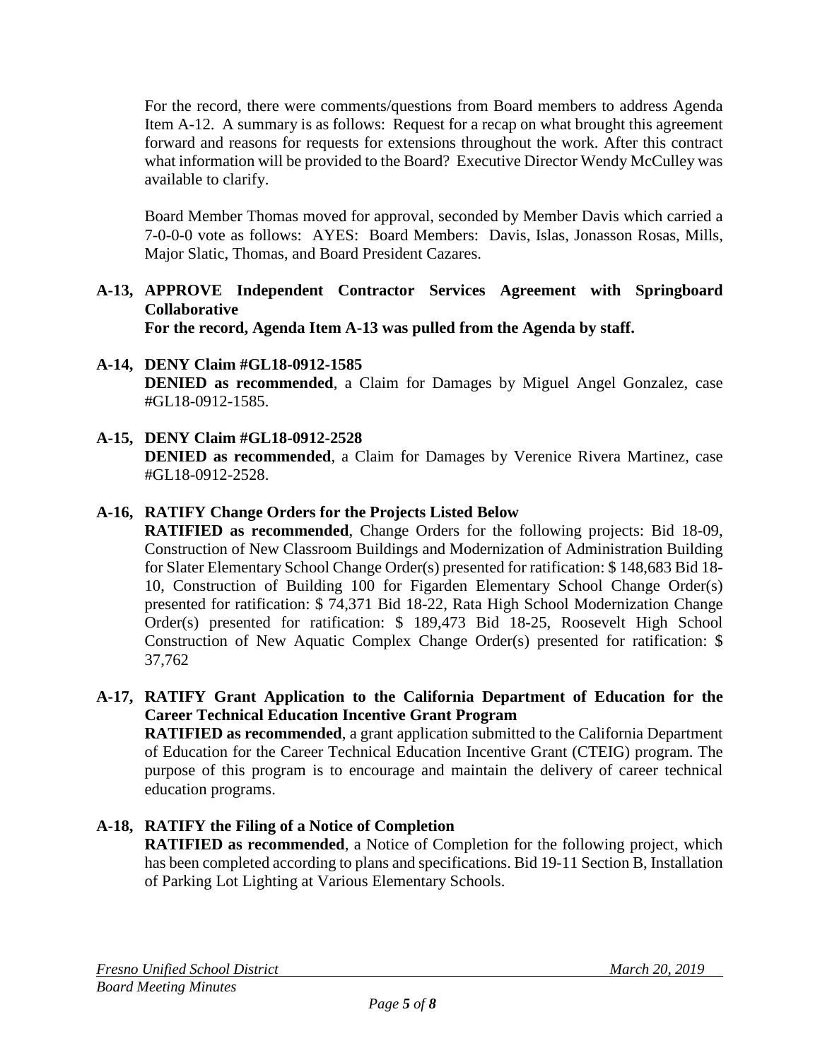For the record, there were comments/questions from Board members to address Agenda Item A-12. A summary is as follows: Request for a recap on what brought this agreement forward and reasons for requests for extensions throughout the work. After this contract what information will be provided to the Board? Executive Director Wendy McCulley was available to clarify.

Board Member Thomas moved for approval, seconded by Member Davis which carried a 7-0-0-0 vote as follows: AYES: Board Members: Davis, Islas, Jonasson Rosas, Mills, Major Slatic, Thomas, and Board President Cazares.

**A-13, APPROVE Independent Contractor Services Agreement with Springboard Collaborative**
**For the record, Agenda Item A-13 was pulled from the Agenda by staff.**

**A-14, DENY Claim #GL18-0912-1585**
**DENIED as recommended**, a Claim for Damages by Miguel Angel Gonzalez, case #GL18-0912-1585.

**A-15, DENY Claim #GL18-0912-2528**
**DENIED as recommended**, a Claim for Damages by Verenice Rivera Martinez, case #GL18-0912-2528.

**A-16, RATIFY Change Orders for the Projects Listed Below**
**RATIFIED as recommended**, Change Orders for the following projects: Bid 18-09, Construction of New Classroom Buildings and Modernization of Administration Building for Slater Elementary School Change Order(s) presented for ratification: $ 148,683 Bid 18-10, Construction of Building 100 for Figarden Elementary School Change Order(s) presented for ratification: $ 74,371 Bid 18-22, Rata High School Modernization Change Order(s) presented for ratification: $ 189,473 Bid 18-25, Roosevelt High School Construction of New Aquatic Complex Change Order(s) presented for ratification: $ 37,762

**A-17, RATIFY Grant Application to the California Department of Education for the Career Technical Education Incentive Grant Program**
**RATIFIED as recommended**, a grant application submitted to the California Department of Education for the Career Technical Education Incentive Grant (CTEIG) program. The purpose of this program is to encourage and maintain the delivery of career technical education programs.

**A-18, RATIFY the Filing of a Notice of Completion**
**RATIFIED as recommended**, a Notice of Completion for the following project, which has been completed according to plans and specifications. Bid 19-11 Section B, Installation of Parking Lot Lighting at Various Elementary Schools.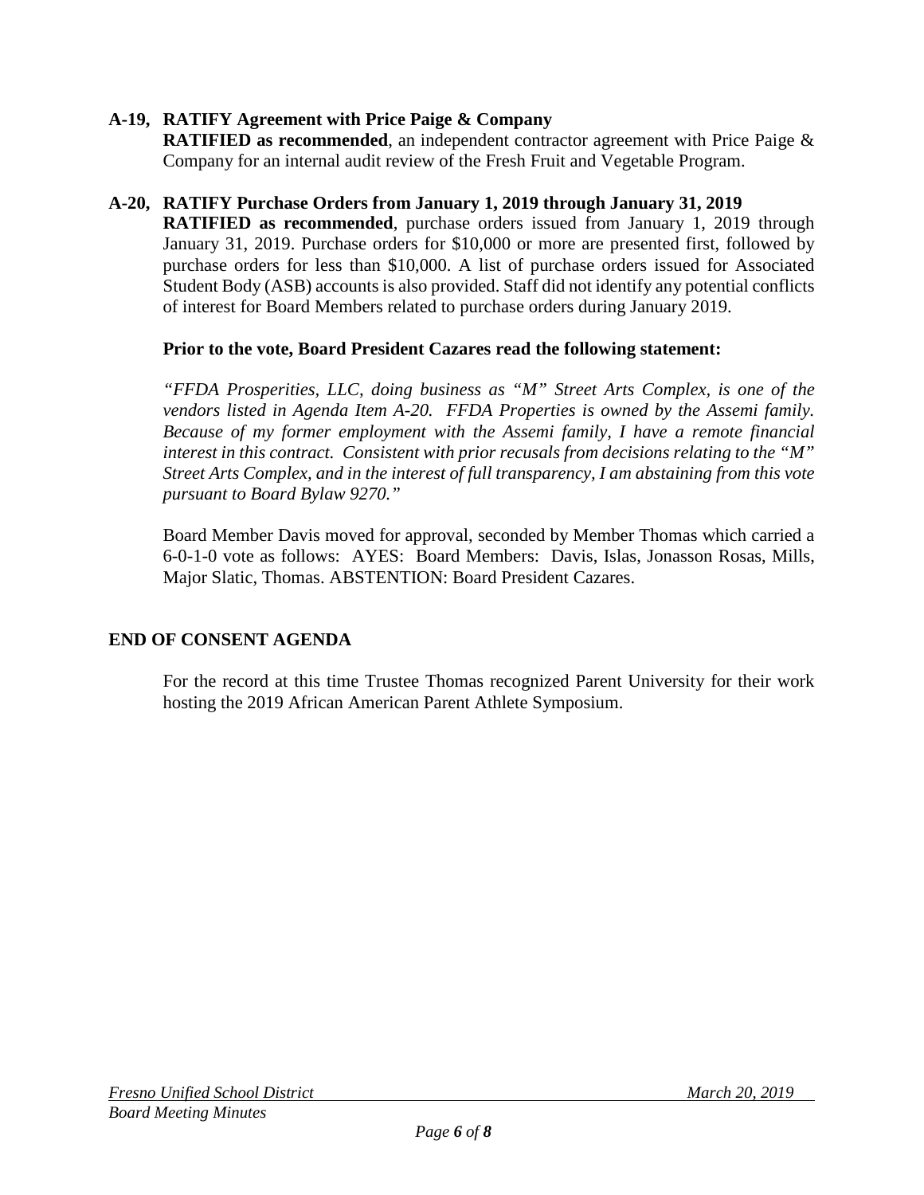**A-19, RATIFY Agreement with Price Paige & Company**

**RATIFIED as recommended**, an independent contractor agreement with Price Paige & Company for an internal audit review of the Fresh Fruit and Vegetable Program.

**A-20, RATIFY Purchase Orders from January 1, 2019 through January 31, 2019**

**RATIFIED as recommended**, purchase orders issued from January 1, 2019 through January 31, 2019. Purchase orders for $10,000 or more are presented first, followed by purchase orders for less than $10,000. A list of purchase orders issued for Associated Student Body (ASB) accounts is also provided. Staff did not identify any potential conflicts of interest for Board Members related to purchase orders during January 2019.

**Prior to the vote, Board President Cazares read the following statement:**

*"FFDA Prosperities, LLC, doing business as "M" Street Arts Complex, is one of the vendors listed in Agenda Item A-20. FFDA Properties is owned by the Assemi family. Because of my former employment with the Assemi family, I have a remote financial interest in this contract. Consistent with prior recusals from decisions relating to the "M" Street Arts Complex, and in the interest of full transparency, I am abstaining from this vote pursuant to Board Bylaw 9270."*

Board Member Davis moved for approval, seconded by Member Thomas which carried a 6-0-1-0 vote as follows: AYES: Board Members: Davis, Islas, Jonasson Rosas, Mills, Major Slatic, Thomas. ABSTENTION: Board President Cazares.

**END OF CONSENT AGENDA**

For the record at this time Trustee Thomas recognized Parent University for their work hosting the 2019 African American Parent Athlete Symposium.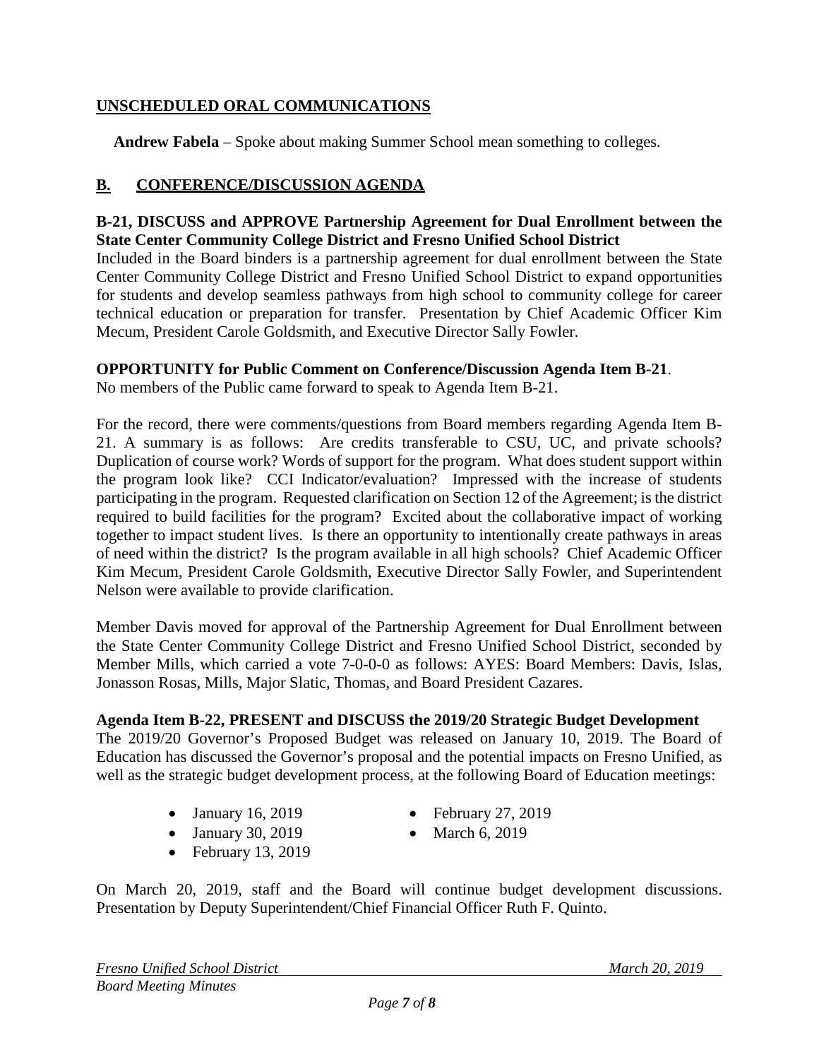## UNSCHEDULED ORAL COMMUNICATIONS

**Andrew Fabela** – Spoke about making Summer School mean something to colleges.

## B. CONFERENCE/DISCUSSION AGENDA

**B-21, DISCUSS and APPROVE Partnership Agreement for Dual Enrollment between the State Center Community College District and Fresno Unified School District**

Included in the Board binders is a partnership agreement for dual enrollment between the State Center Community College District and Fresno Unified School District to expand opportunities for students and develop seamless pathways from high school to community college for career technical education or preparation for transfer. Presentation by Chief Academic Officer Kim Mecum, President Carole Goldsmith, and Executive Director Sally Fowler.

**OPPORTUNITY for Public Comment on Conference/Discussion Agenda Item B-21**.

No members of the Public came forward to speak to Agenda Item B-21.

For the record, there were comments/questions from Board members regarding Agenda Item B-21. A summary is as follows: Are credits transferable to CSU, UC, and private schools? Duplication of course work? Words of support for the program. What does student support within the program look like? CCI Indicator/evaluation? Impressed with the increase of students participating in the program. Requested clarification on Section 12 of the Agreement; is the district required to build facilities for the program? Excited about the collaborative impact of working together to impact student lives. Is there an opportunity to intentionally create pathways in areas of need within the district? Is the program available in all high schools? Chief Academic Officer Kim Mecum, President Carole Goldsmith, Executive Director Sally Fowler, and Superintendent Nelson were available to provide clarification.

Member Davis moved for approval of the Partnership Agreement for Dual Enrollment between the State Center Community College District and Fresno Unified School District, seconded by Member Mills, which carried a vote 7-0-0-0 as follows: AYES: Board Members: Davis, Islas, Jonasson Rosas, Mills, Major Slatic, Thomas, and Board President Cazares.

**Agenda Item B-22, PRESENT and DISCUSS the 2019/20 Strategic Budget Development**

The 2019/20 Governor's Proposed Budget was released on January 10, 2019. The Board of Education has discussed the Governor's proposal and the potential impacts on Fresno Unified, as well as the strategic budget development process, at the following Board of Education meetings:

- January 16, 2019
- January 30, 2019
- February 13, 2019
- February 27, 2019
- March 6, 2019

On March 20, 2019, staff and the Board will continue budget development discussions. Presentation by Deputy Superintendent/Chief Financial Officer Ruth F. Quinto.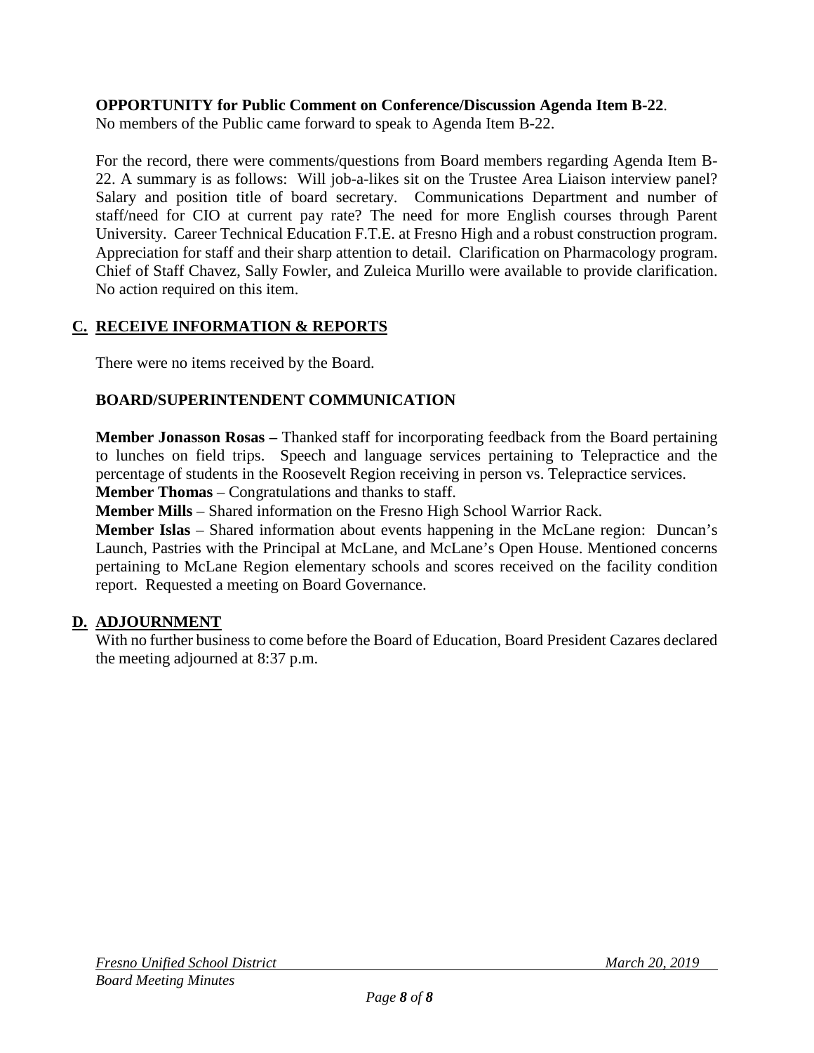**OPPORTUNITY for Public Comment on Conference/Discussion Agenda Item B-22**.
No members of the Public came forward to speak to Agenda Item B-22.

For the record, there were comments/questions from Board members regarding Agenda Item B-22. A summary is as follows: Will job-a-likes sit on the Trustee Area Liaison interview panel? Salary and position title of board secretary. Communications Department and number of staff/need for CIO at current pay rate? The need for more English courses through Parent University. Career Technical Education F.T.E. at Fresno High and a robust construction program. Appreciation for staff and their sharp attention to detail. Clarification on Pharmacology program. Chief of Staff Chavez, Sally Fowler, and Zuleica Murillo were available to provide clarification. No action required on this item.

## C. RECEIVE INFORMATION & REPORTS

There were no items received by the Board.

### BOARD/SUPERINTENDENT COMMUNICATION

**Member Jonasson Rosas –** Thanked staff for incorporating feedback from the Board pertaining to lunches on field trips. Speech and language services pertaining to Telepractice and the percentage of students in the Roosevelt Region receiving in person vs. Telepractice services.
**Member Thomas** – Congratulations and thanks to staff.
**Member Mills** – Shared information on the Fresno High School Warrior Rack.
**Member Islas** – Shared information about events happening in the McLane region: Duncan's Launch, Pastries with the Principal at McLane, and McLane's Open House. Mentioned concerns pertaining to McLane Region elementary schools and scores received on the facility condition report. Requested a meeting on Board Governance.

## D. ADJOURNMENT

With no further business to come before the Board of Education, Board President Cazares declared the meeting adjourned at 8:37 p.m.